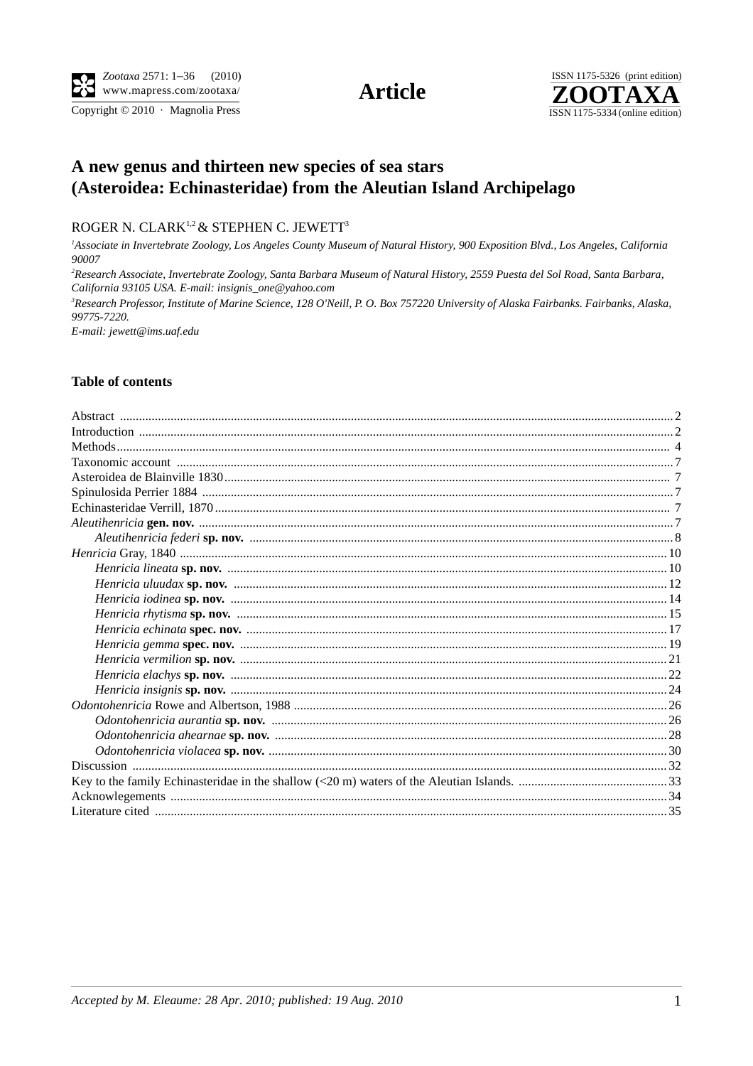**Article**

# A new genus and thirteen new species of sea stars (Asteroidea: Echinasteridae) from the Aleutian Island Archipelago

ROGER N. CLARK[1,2] & STEPHEN C. JEWETT[3]

[1]*Associate in Invertebrate Zoology, Los Angeles County Museum of Natural History, 900 Exposition Blvd., Los Angeles, California 90007*

[2]*Research Associate, Invertebrate Zoology, Santa Barbara Museum of Natural History, 2559 Puesta del Sol Road, Santa Barbara, California 93105 USA. E-mail: insignis_one@yahoo.com*

[3]*Research Professor, Institute of Marine Science, 128 O'Neill, P. O. Box 757220 University of Alaska Fairbanks. Fairbanks, Alaska, 99775-7220.*

*E-mail: jewett@ims.uaf.edu*

## Table of contents

Abstract ... 2
Introduction ... 2
Methods ... 4
Taxonomic account ... 7
Asteroidea de Blainville 1830 ... 7
Spinulosida Perrier 1884 ... 7
Echinasteridae Verrill, 1870 ... 7
*Aleutihenricia* **gen. nov.** ... 7
- *Aleutihenricia federi* **sp. nov.** ... 8

*Henricia* Gray, 1840 ... 10
- *Henricia lineata* **sp. nov.** ... 10
- *Henricia uluudax* **sp. nov.** ... 12
- *Henricia iodinea* **sp. nov.** ... 14
- *Henricia rhytisma* **sp. nov.** ... 15
- *Henricia echinata* **spec. nov.** ... 17
- *Henricia gemma* **spec. nov.** ... 19
- *Henricia vermilion* **sp. nov.** ... 21
- *Henricia elachys* **sp. nov.** ... 22
- *Henricia insignis* **sp. nov.** ... 24

*Odontohenricia* Rowe and Albertson, 1988 ... 26
- *Odontohenricia aurantia* **sp. nov.** ... 26
- *Odontohenricia ahearnae* **sp. nov.** ... 28
- *Odontohenricia violacea* **sp. nov.** ... 30

Discussion ... 32
Key to the family Echinasteridae in the shallow (<20 m) waters of the Aleutian Islands. ... 33
Acknowlegements ... 34
Literature cited ... 35

*Accepted by M. Eleaume: 28 Apr. 2010; published: 19 Aug. 2010*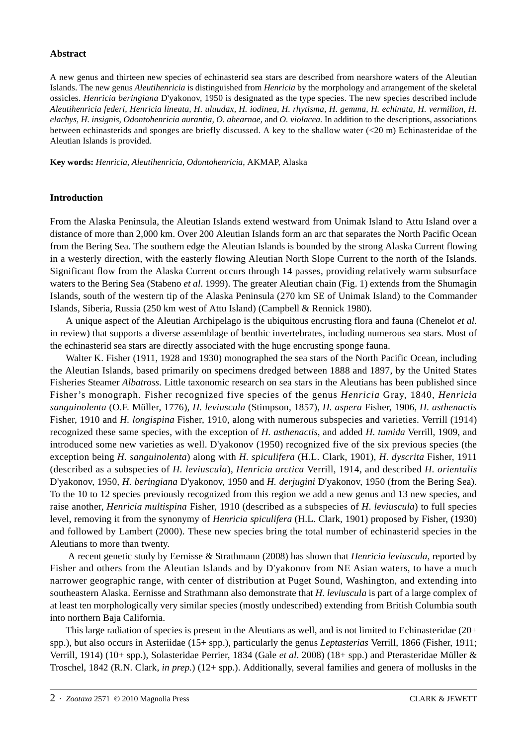## Abstract

A new genus and thirteen new species of echinasterid sea stars are described from nearshore waters of the Aleutian Islands. The new genus *Aleutihenricia* is distinguished from *Henricia* by the morphology and arrangement of the skeletal ossicles. *Henricia beringiana* D'yakonov, 1950 is designated as the type species. The new species described include *Aleutihenricia federi, Henricia lineata, H. uluudax, H. iodinea, H. rhytisma, H. gemma, H. echinata, H. vermilion, H. elachys, H. insignis, Odontohenricia aurantia, O. ahearnae,* and *O. violacea.* In addition to the descriptions, associations between echinasterids and sponges are briefly discussed. A key to the shallow water (<20 m) Echinasteridae of the Aleutian Islands is provided.

**Key words:** *Henricia, Aleutihenricia, Odontohenricia,* AKMAP, Alaska

## Introduction

From the Alaska Peninsula, the Aleutian Islands extend westward from Unimak Island to Attu Island over a distance of more than 2,000 km. Over 200 Aleutian Islands form an arc that separates the North Pacific Ocean from the Bering Sea. The southern edge the Aleutian Islands is bounded by the strong Alaska Current flowing in a westerly direction, with the easterly flowing Aleutian North Slope Current to the north of the Islands. Significant flow from the Alaska Current occurs through 14 passes, providing relatively warm subsurface waters to the Bering Sea (Stabeno *et al.* 1999). The greater Aleutian chain (Fig. 1) extends from the Shumagin Islands, south of the western tip of the Alaska Peninsula (270 km SE of Unimak Island) to the Commander Islands, Siberia, Russia (250 km west of Attu Island) (Campbell & Rennick 1980).

A unique aspect of the Aleutian Archipelago is the ubiquitous encrusting flora and fauna (Chenelot *et al.* in review) that supports a diverse assemblage of benthic invertebrates, including numerous sea stars. Most of the echinasterid sea stars are directly associated with the huge encrusting sponge fauna.

Walter K. Fisher (1911, 1928 and 1930) monographed the sea stars of the North Pacific Ocean, including the Aleutian Islands, based primarily on specimens dredged between 1888 and 1897, by the United States Fisheries Steamer *Albatross*. Little taxonomic research on sea stars in the Aleutians has been published since Fisher's monograph. Fisher recognized five species of the genus *Henricia* Gray, 1840, *Henricia sanguinolenta* (O.F. Müller, 1776), *H. leviuscula* (Stimpson, 1857), *H. aspera* Fisher, 1906, *H. asthenactis* Fisher, 1910 and *H. longispina* Fisher, 1910, along with numerous subspecies and varieties. Verrill (1914) recognized these same species, with the exception of *H. asthenactis*, and added *H. tumida* Verrill, 1909, and introduced some new varieties as well. D'yakonov (1950) recognized five of the six previous species (the exception being *H. sanguinolenta*) along with *H. spiculifera* (H.L. Clark, 1901), *H. dyscrita* Fisher, 1911 (described as a subspecies of *H. leviuscula*), *Henricia arctica* Verrill, 1914, and described *H. orientalis* D'yakonov, 1950, *H. beringiana* D'yakonov, 1950 and *H. derjugini* D'yakonov, 1950 (from the Bering Sea). To the 10 to 12 species previously recognized from this region we add a new genus and 13 new species, and raise another, *Henricia multispina* Fisher, 1910 (described as a subspecies of *H. leviuscula*) to full species level, removing it from the synonymy of *Henricia spiculifera* (H.L. Clark, 1901) proposed by Fisher, (1930) and followed by Lambert (2000). These new species bring the total number of echinasterid species in the Aleutians to more than twenty.

A recent genetic study by Eernisse & Strathmann (2008) has shown that *Henricia leviuscula,* reported by Fisher and others from the Aleutian Islands and by D'yakonov from NE Asian waters, to have a much narrower geographic range, with center of distribution at Puget Sound, Washington, and extending into southeastern Alaska. Eernisse and Strathmann also demonstrate that *H. leviuscula* is part of a large complex of at least ten morphologically very similar species (mostly undescribed) extending from British Columbia south into northern Baja California.

This large radiation of species is present in the Aleutians as well, and is not limited to Echinasteridae (20+ spp.), but also occurs in Asteriidae (15+ spp.), particularly the genus *Leptasterias* Verrill, 1866 (Fisher, 1911; Verrill, 1914) (10+ spp.), Solasteridae Perrier, 1834 (Gale *et al*. 2008) (18+ spp.) and Pterasteridae Müller & Troschel, 1842 (R.N. Clark, *in prep.*) (12+ spp.). Additionally, several families and genera of mollusks in the